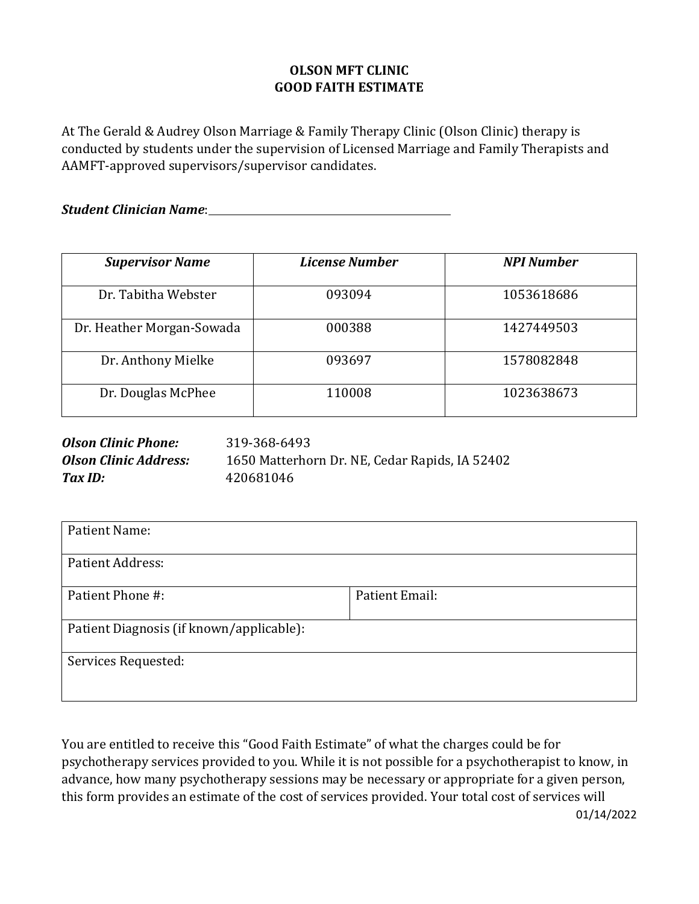# OLSON MFT CLINIC
# GOOD FAITH ESTIMATE

At The Gerald & Audrey Olson Marriage & Family Therapy Clinic (Olson Clinic) therapy is conducted by students under the supervision of Licensed Marriage and Family Therapists and AAMFT-approved supervisors/supervisor candidates.

***Student Clinician Name***:\_\_\_\_\_\_\_\_\_\_\_\_\_\_\_\_\_\_\_\_\_\_\_\_\_\_\_\_\_\_\_\_\_\_\_\_\_\_\_\_

| ***Supervisor Name*** | ***License Number*** | ***NPI Number*** |
|---|---|---|
| Dr. Tabitha Webster | 093094 | 1053618686 |
| Dr. Heather Morgan-Sowada | 000388 | 1427449503 |
| Dr. Anthony Mielke | 093697 | 1578082848 |
| Dr. Douglas McPhee | 110008 | 1023638673 |

***Olson Clinic Phone:*** 319-368-6493
***Olson Clinic Address:*** 1650 Matterhorn Dr. NE, Cedar Rapids, IA 52402
***Tax ID:*** 420681046

| Patient Name: | |
|---|---|
| Patient Address: | |
| Patient Phone #: | Patient Email: |
| Patient Diagnosis (if known/applicable): | |
| Services Requested: | |

You are entitled to receive this "Good Faith Estimate" of what the charges could be for psychotherapy services provided to you. While it is not possible for a psychotherapist to know, in advance, how many psychotherapy sessions may be necessary or appropriate for a given person, this form provides an estimate of the cost of services provided. Your total cost of services will

01/14/2022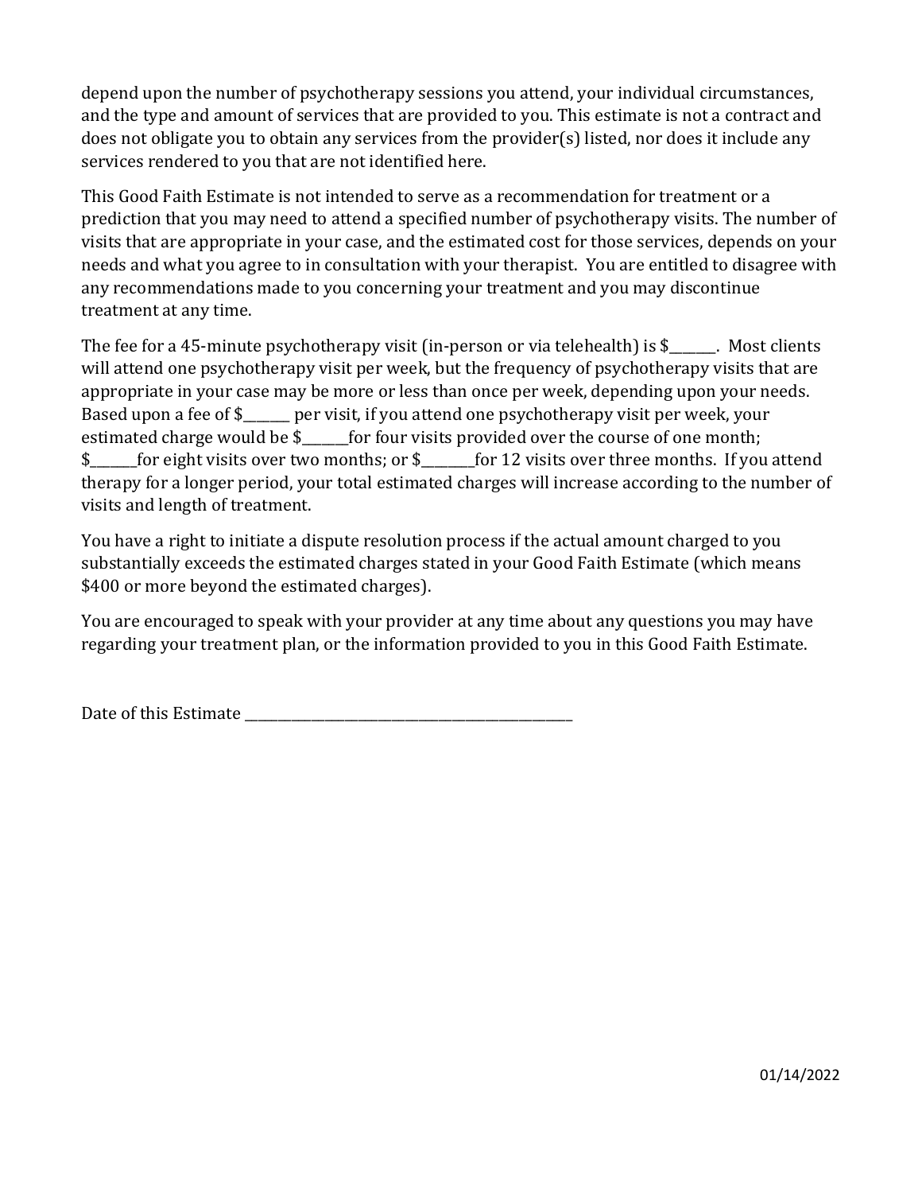depend upon the number of psychotherapy sessions you attend, your individual circumstances, and the type and amount of services that are provided to you. This estimate is not a contract and does not obligate you to obtain any services from the provider(s) listed, nor does it include any services rendered to you that are not identified here.

This Good Faith Estimate is not intended to serve as a recommendation for treatment or a prediction that you may need to attend a specified number of psychotherapy visits. The number of visits that are appropriate in your case, and the estimated cost for those services, depends on your needs and what you agree to in consultation with your therapist. You are entitled to disagree with any recommendations made to you concerning your treatment and you may discontinue treatment at any time.

The fee for a 45-minute psychotherapy visit (in-person or via telehealth) is $_______. Most clients will attend one psychotherapy visit per week, but the frequency of psychotherapy visits that are appropriate in your case may be more or less than once per week, depending upon your needs. Based upon a fee of $_______ per visit, if you attend one psychotherapy visit per week, your estimated charge would be $_______for four visits provided over the course of one month; $_______for eight visits over two months; or $________for 12 visits over three months. If you attend therapy for a longer period, your total estimated charges will increase according to the number of visits and length of treatment.

You have a right to initiate a dispute resolution process if the actual amount charged to you substantially exceeds the estimated charges stated in your Good Faith Estimate (which means $400 or more beyond the estimated charges).

You are encouraged to speak with your provider at any time about any questions you may have regarding your treatment plan, or the information provided to you in this Good Faith Estimate.

Date of this Estimate _______________________________________________

01/14/2022